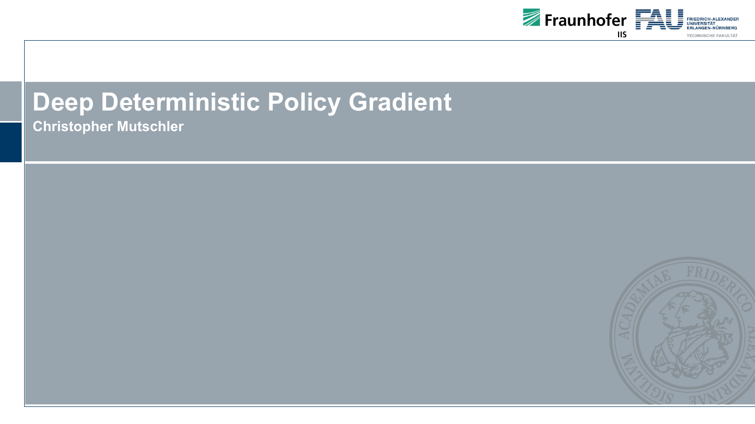# Deep Deterministic Policy Gradient

**Christopher Mutschler**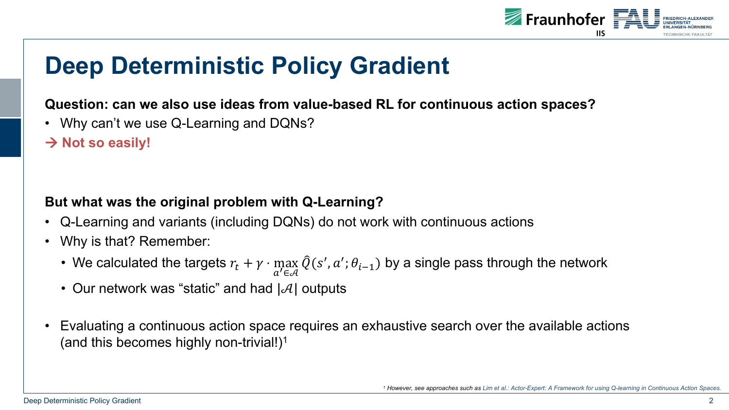# Deep Deterministic Policy Gradient

**Question: can we also use ideas from value-based RL for continuous action spaces?**

- Why can't we use Q-Learning and DQNs?

→ **Not so easily!**

**But what was the original problem with Q-Learning?**

- Q-Learning and variants (including DQNs) do not work with continuous actions
- Why is that? Remember:
  - We calculated the targets $r_t + \gamma \cdot \max_{a' \in \mathcal{A}} \hat{Q}(s', a'; \theta_{i-1})$ by a single pass through the network
  - Our network was "static" and had $|\mathcal{A}|$ outputs
- Evaluating a continuous action space requires an exhaustive search over the available actions (and this becomes highly non-trivial!)[1]

[1] *However, see approaches such as Lim et al.: Actor-Expert: A Framework for using Q-learning in Continuous Action Spaces.*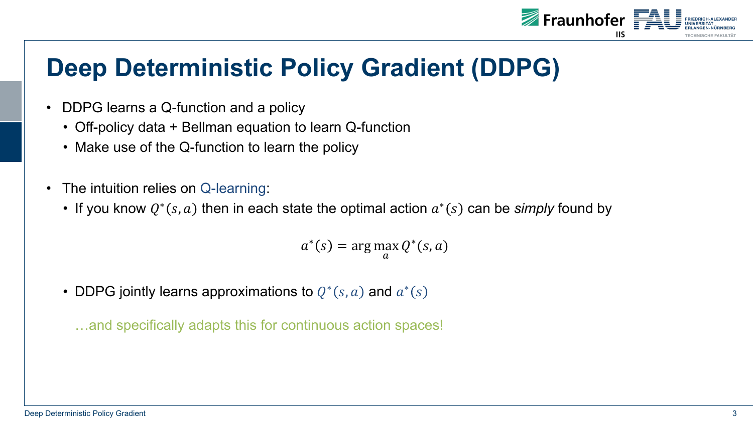# Deep Deterministic Policy Gradient (DDPG)

- DDPG learns a Q-function and a policy
  - Off-policy data + Bellman equation to learn Q-function
  - Make use of the Q-function to learn the policy

- The intuition relies on Q-learning:
  - If you know $Q^*(s,a)$ then in each state the optimal action $a^*(s)$ can be *simply* found by

$$a^*(s) = \arg\max_a Q^*(s,a)$$

  - DDPG jointly learns approximations to $Q^*(s,a)$ and $a^*(s)$

    …and specifically adapts this for continuous action spaces!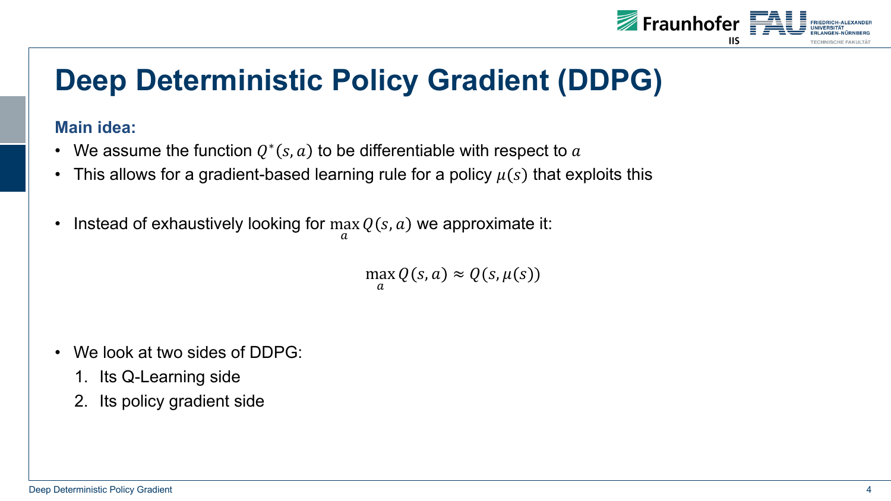# Deep Deterministic Policy Gradient (DDPG)

**Main idea:**

- We assume the function $Q^*(s, a)$ to be differentiable with respect to $a$
- This allows for a gradient-based learning rule for a policy $\mu(s)$ that exploits this

- Instead of exhaustively looking for $\max_a Q(s, a)$ we approximate it:

$$\max_a Q(s, a) \approx Q(s, \mu(s))$$

- We look at two sides of DDPG:
  1. Its Q-Learning side
  2. Its policy gradient side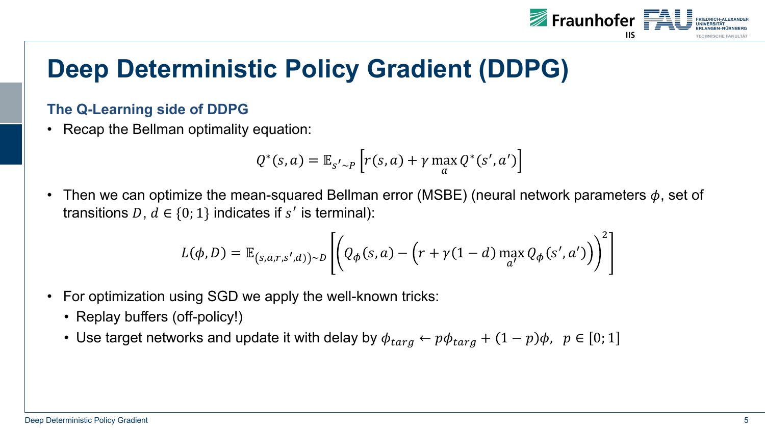# Deep Deterministic Policy Gradient (DDPG)

### The Q-Learning side of DDPG

- Recap the Bellman optimality equation:

$$Q^*(s,a) = \mathbb{E}_{s' \sim P}\left[r(s,a) + \gamma \max_{a} Q^*(s',a')\right]$$

- Then we can optimize the mean-squared Bellman error (MSBE) (neural network parameters $\phi$, set of transitions $D$, $d \in \{0;1\}$ indicates if $s'$ is terminal):

$$L(\phi, D) = \mathbb{E}_{(s,a,r,s',d)) \sim D}\left[\left(Q_\phi(s,a) - \left(r + \gamma(1-d)\max_{a'} Q_\phi(s',a')\right)\right)^2\right]$$

- For optimization using SGD we apply the well-known tricks:
  - Replay buffers (off-policy!)
  - Use target networks and update it with delay by $\phi_{targ} \leftarrow p\phi_{targ} + (1-p)\phi, \;\; p \in [0;1]$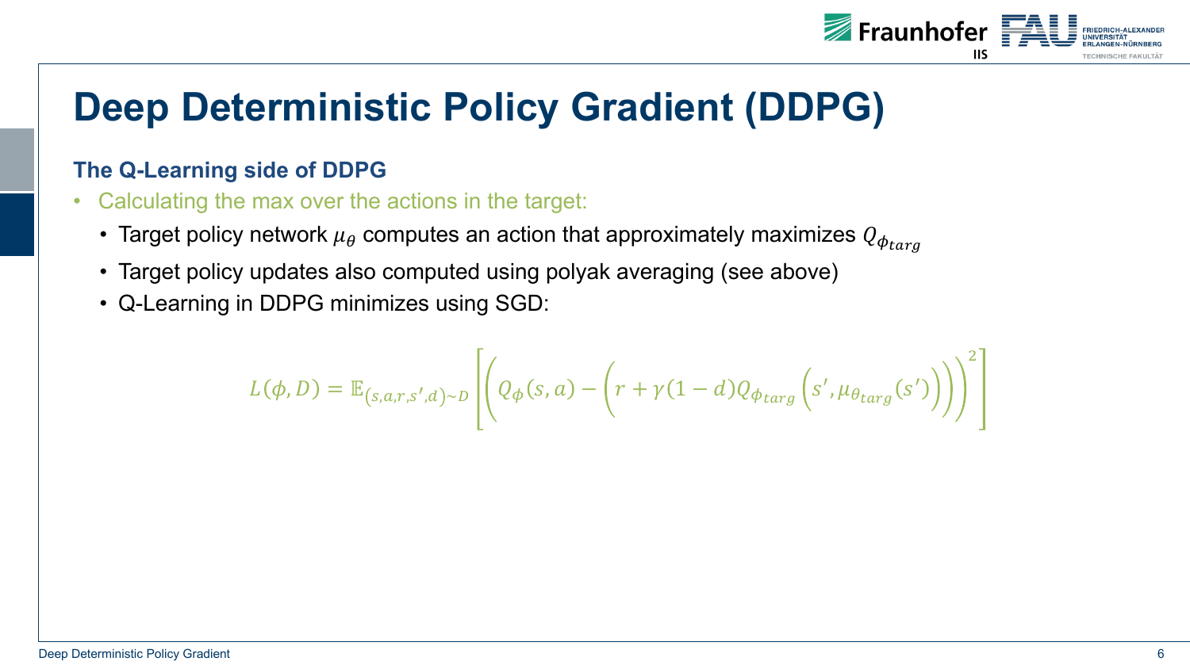# Deep Deterministic Policy Gradient (DDPG)

## The Q-Learning side of DDPG

- Calculating the max over the actions in the target:
  - Target policy network $\mu_\theta$ computes an action that approximately maximizes $Q_{\phi_{targ}}$
  - Target policy updates also computed using polyak averaging (see above)
  - Q-Learning in DDPG minimizes using SGD:

$$L(\phi, D) = \mathbb{E}_{(s,a,r,s',d)\sim D}\left[\left(Q_\phi(s,a) - \left(r + \gamma(1-d)Q_{\phi_{targ}}\left(s', \mu_{\theta_{targ}}(s')\right)\right)\right)^2\right]$$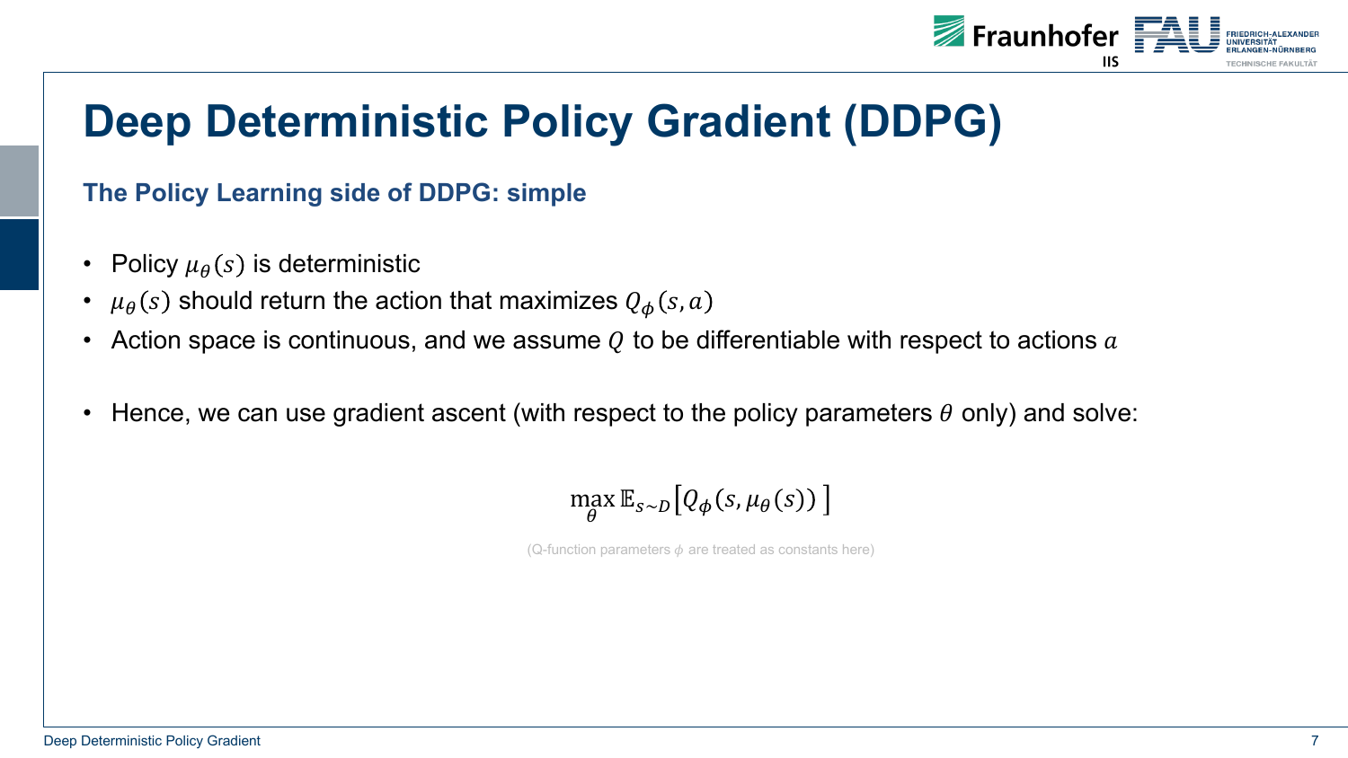# Deep Deterministic Policy Gradient (DDPG)

## The Policy Learning side of DDPG: simple

- Policy $\mu_\theta(s)$ is deterministic
- $\mu_\theta(s)$ should return the action that maximizes $Q_\phi(s, a)$
- Action space is continuous, and we assume $Q$ to be differentiable with respect to actions $a$

- Hence, we can use gradient ascent (with respect to the policy parameters $\theta$ only) and solve:

$$\max_\theta \mathbb{E}_{s \sim D}\left[ Q_\phi(s, \mu_\theta(s)) \right]$$

(Q-function parameters $\phi$ are treated as constants here)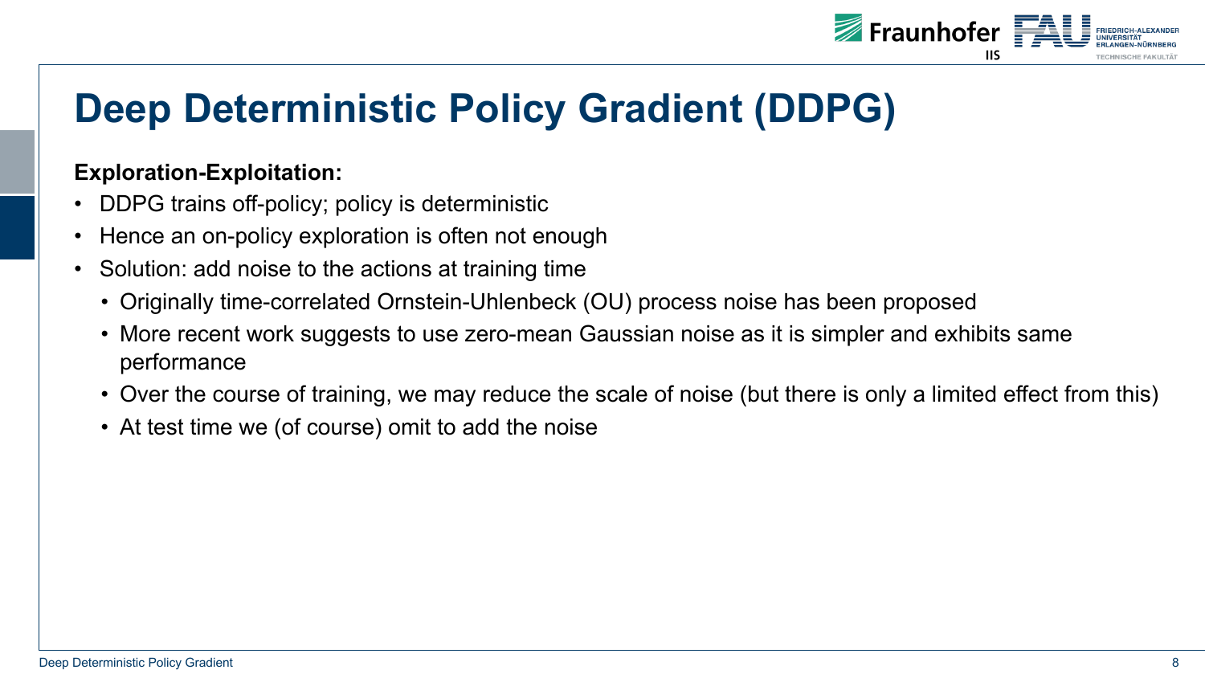# Deep Deterministic Policy Gradient (DDPG)

**Exploration-Exploitation:**

- DDPG trains off-policy; policy is deterministic
- Hence an on-policy exploration is often not enough
- Solution: add noise to the actions at training time
  - Originally time-correlated Ornstein-Uhlenbeck (OU) process noise has been proposed
  - More recent work suggests to use zero-mean Gaussian noise as it is simpler and exhibits same performance
  - Over the course of training, we may reduce the scale of noise (but there is only a limited effect from this)
  - At test time we (of course) omit to add the noise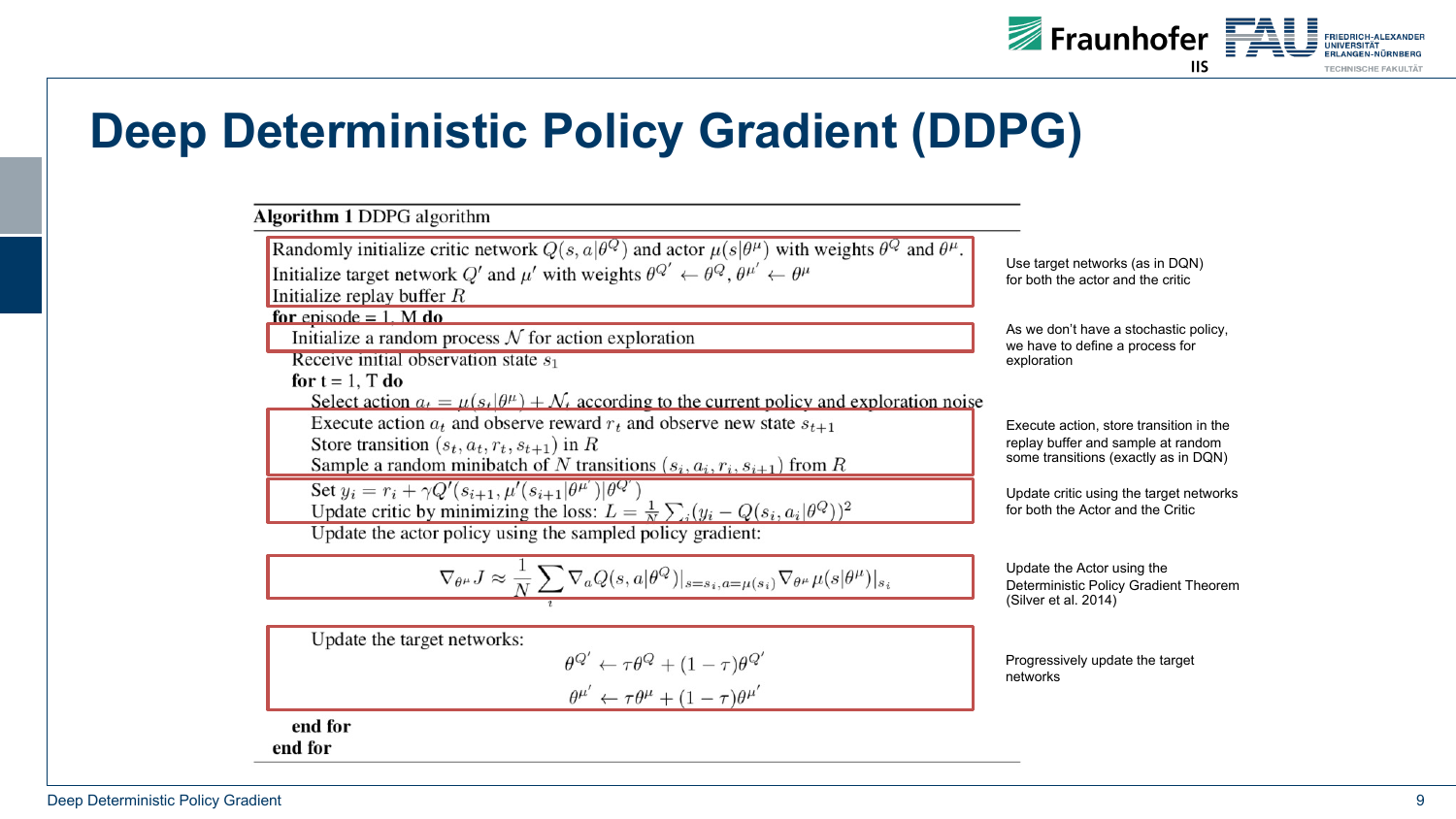# Deep Deterministic Policy Gradient (DDPG)

**Algorithm 1** DDPG algorithm

Randomly initialize critic network $Q(s, a|\theta^Q)$ and actor $\mu(s|\theta^\mu)$ with weights $\theta^Q$ and $\theta^\mu$.
Initialize target network $Q'$ and $\mu'$ with weights $\theta^{Q'} \leftarrow \theta^Q$, $\theta^{\mu'} \leftarrow \theta^\mu$
Initialize replay buffer $R$

*Use target networks (as in DQN) for both the actor and the critic*

**for** episode = 1, M **do**

  Initialize a random process $\mathcal{N}$ for action exploration

  *As we don't have a stochastic policy, we have to define a process for exploration*

  Receive initial observation state $s_1$

  **for** t = 1, T **do**

    Select action $a_t = \mu(s_t|\theta^\mu) + \mathcal{N}_t$ according to the current policy and exploration noise

    Execute action $a_t$ and observe reward $r_t$ and observe new state $s_{t+1}$
    Store transition $(s_t, a_t, r_t, s_{t+1})$ in $R$
    Sample a random minibatch of $N$ transitions $(s_i, a_i, r_i, s_{i+1})$ from $R$

    *Execute action, store transition in the replay buffer and sample at random some transitions (exactly as in DQN)*

    Set $y_i = r_i + \gamma Q'(s_{i+1}, \mu'(s_{i+1}|\theta^{\mu'})|\theta^{Q'})$
    Update critic by minimizing the loss: $L = \frac{1}{N}\sum_i (y_i - Q(s_i, a_i|\theta^Q))^2$

    *Update critic using the target networks for both the Actor and the Critic*

    Update the actor policy using the sampled policy gradient:

$$\nabla_{\theta^\mu} J \approx \frac{1}{N}\sum_i \nabla_a Q(s, a|\theta^Q)|_{s=s_i, a=\mu(s_i)} \nabla_{\theta^\mu} \mu(s|\theta^\mu)|_{s_i}$$

    *Update the Actor using the Deterministic Policy Gradient Theorem (Silver et al. 2014)*

    Update the target networks:

$$\theta^{Q'} \leftarrow \tau\theta^Q + (1-\tau)\theta^{Q'}$$

$$\theta^{\mu'} \leftarrow \tau\theta^\mu + (1-\tau)\theta^{\mu'}$$

    *Progressively update the target networks*

  **end for**

**end for**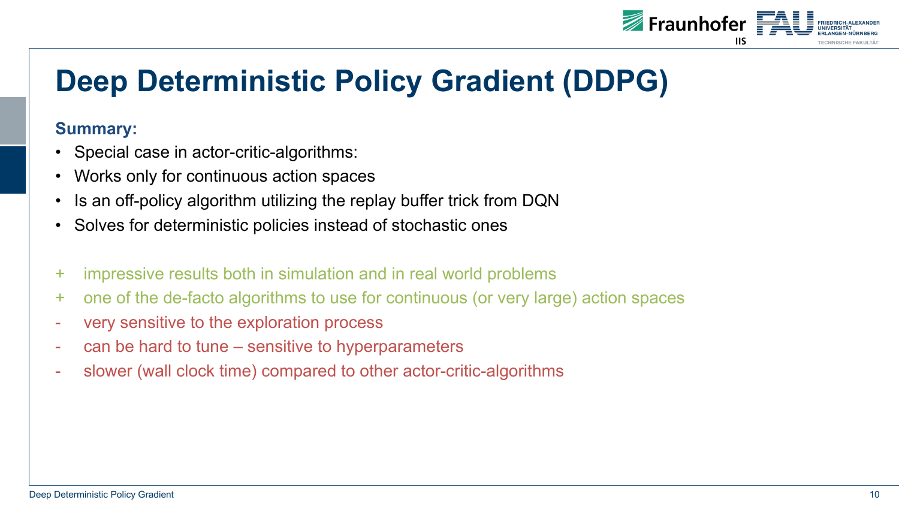# Deep Deterministic Policy Gradient (DDPG)

**Summary:**

- Special case in actor-critic-algorithms:
- Works only for continuous action spaces
- Is an off-policy algorithm utilizing the replay buffer trick from DQN
- Solves for deterministic policies instead of stochastic ones

+ impressive results both in simulation and in real world problems
+ one of the de-facto algorithms to use for continuous (or very large) action spaces

- very sensitive to the exploration process
- can be hard to tune – sensitive to hyperparameters
- slower (wall clock time) compared to other actor-critic-algorithms